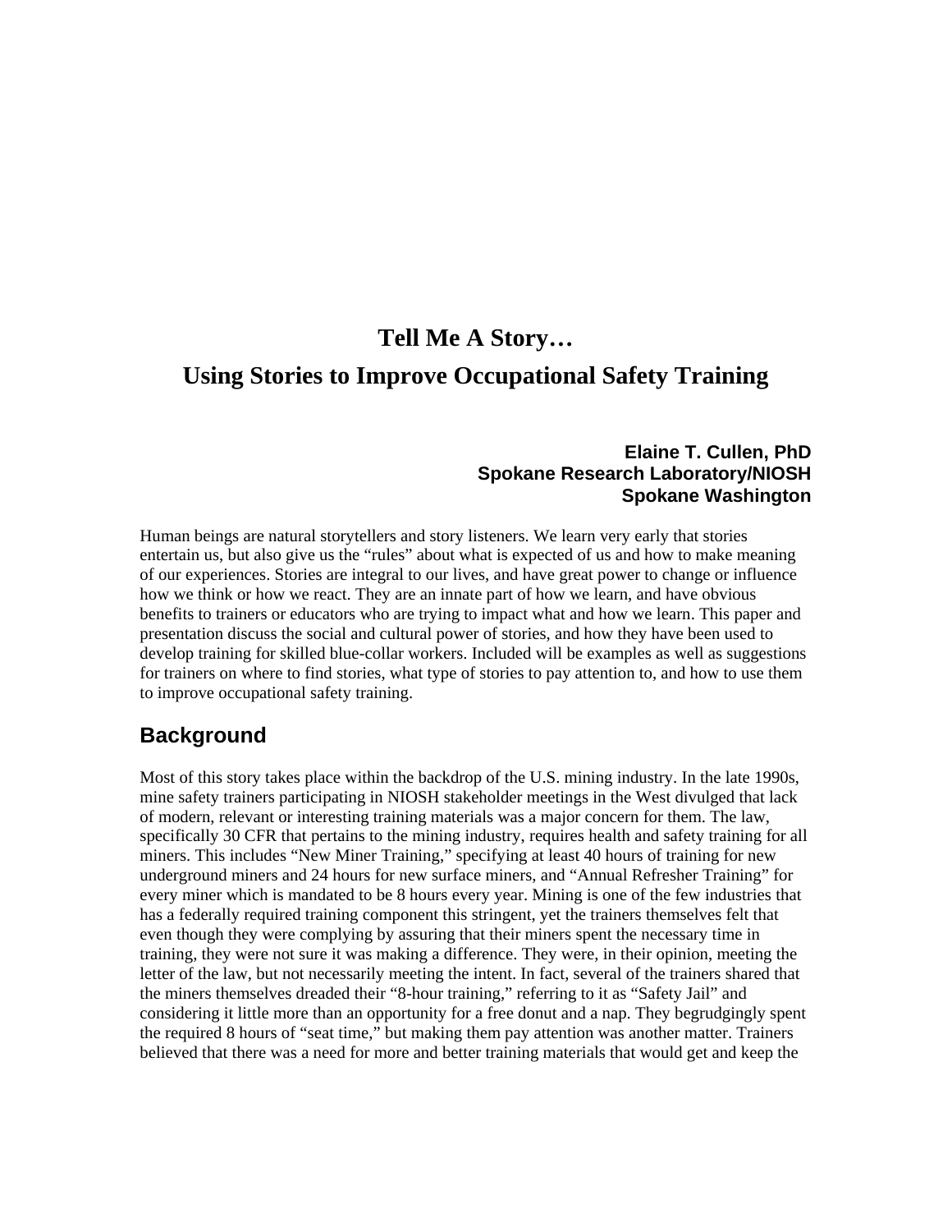# Tell Me A Story…

# Using Stories to Improve Occupational Safety Training

**Elaine T. Cullen, PhD**
**Spokane Research Laboratory/NIOSH**
**Spokane Washington**

Human beings are natural storytellers and story listeners. We learn very early that stories entertain us, but also give us the "rules" about what is expected of us and how to make meaning of our experiences. Stories are integral to our lives, and have great power to change or influence how we think or how we react. They are an innate part of how we learn, and have obvious benefits to trainers or educators who are trying to impact what and how we learn. This paper and presentation discuss the social and cultural power of stories, and how they have been used to develop training for skilled blue-collar workers. Included will be examples as well as suggestions for trainers on where to find stories, what type of stories to pay attention to, and how to use them to improve occupational safety training.

## Background

Most of this story takes place within the backdrop of the U.S. mining industry. In the late 1990s, mine safety trainers participating in NIOSH stakeholder meetings in the West divulged that lack of modern, relevant or interesting training materials was a major concern for them. The law, specifically 30 CFR that pertains to the mining industry, requires health and safety training for all miners. This includes "New Miner Training," specifying at least 40 hours of training for new underground miners and 24 hours for new surface miners, and "Annual Refresher Training" for every miner which is mandated to be 8 hours every year. Mining is one of the few industries that has a federally required training component this stringent, yet the trainers themselves felt that even though they were complying by assuring that their miners spent the necessary time in training, they were not sure it was making a difference. They were, in their opinion, meeting the letter of the law, but not necessarily meeting the intent. In fact, several of the trainers shared that the miners themselves dreaded their "8-hour training," referring to it as "Safety Jail" and considering it little more than an opportunity for a free donut and a nap. They begrudgingly spent the required 8 hours of "seat time," but making them pay attention was another matter. Trainers believed that there was a need for more and better training materials that would get and keep the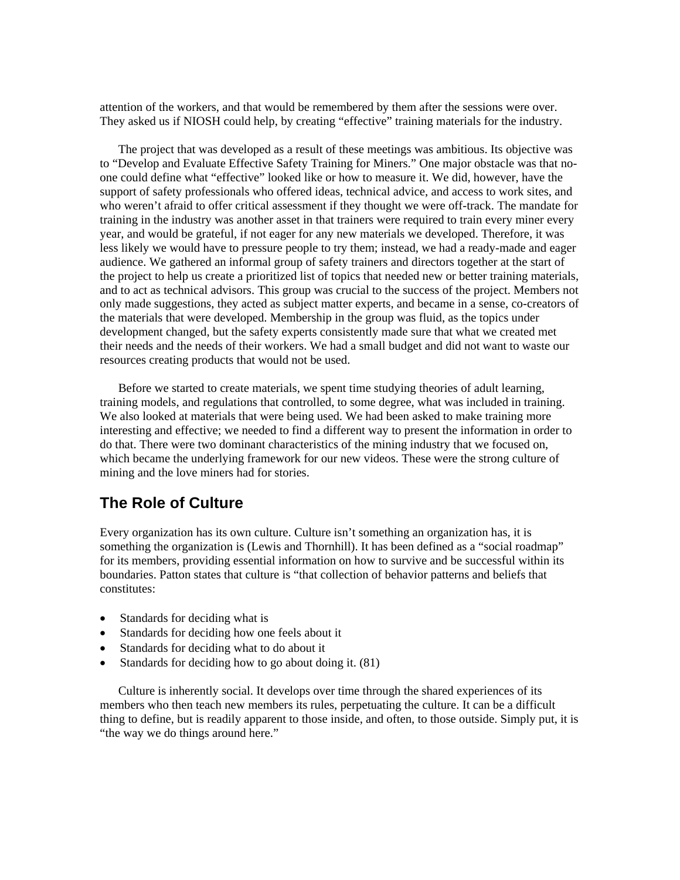attention of the workers, and that would be remembered by them after the sessions were over. They asked us if NIOSH could help, by creating "effective" training materials for the industry.

The project that was developed as a result of these meetings was ambitious. Its objective was to "Develop and Evaluate Effective Safety Training for Miners." One major obstacle was that no-one could define what "effective" looked like or how to measure it. We did, however, have the support of safety professionals who offered ideas, technical advice, and access to work sites, and who weren't afraid to offer critical assessment if they thought we were off-track. The mandate for training in the industry was another asset in that trainers were required to train every miner every year, and would be grateful, if not eager for any new materials we developed. Therefore, it was less likely we would have to pressure people to try them; instead, we had a ready-made and eager audience. We gathered an informal group of safety trainers and directors together at the start of the project to help us create a prioritized list of topics that needed new or better training materials, and to act as technical advisors. This group was crucial to the success of the project. Members not only made suggestions, they acted as subject matter experts, and became in a sense, co-creators of the materials that were developed. Membership in the group was fluid, as the topics under development changed, but the safety experts consistently made sure that what we created met their needs and the needs of their workers. We had a small budget and did not want to waste our resources creating products that would not be used.

Before we started to create materials, we spent time studying theories of adult learning, training models, and regulations that controlled, to some degree, what was included in training. We also looked at materials that were being used. We had been asked to make training more interesting and effective; we needed to find a different way to present the information in order to do that. There were two dominant characteristics of the mining industry that we focused on, which became the underlying framework for our new videos. These were the strong culture of mining and the love miners had for stories.

## The Role of Culture

Every organization has its own culture. Culture isn't something an organization has, it is something the organization is (Lewis and Thornhill). It has been defined as a "social roadmap" for its members, providing essential information on how to survive and be successful within its boundaries. Patton states that culture is "that collection of behavior patterns and beliefs that constitutes:

- Standards for deciding what is
- Standards for deciding how one feels about it
- Standards for deciding what to do about it
- Standards for deciding how to go about doing it. (81)

Culture is inherently social. It develops over time through the shared experiences of its members who then teach new members its rules, perpetuating the culture. It can be a difficult thing to define, but is readily apparent to those inside, and often, to those outside. Simply put, it is "the way we do things around here."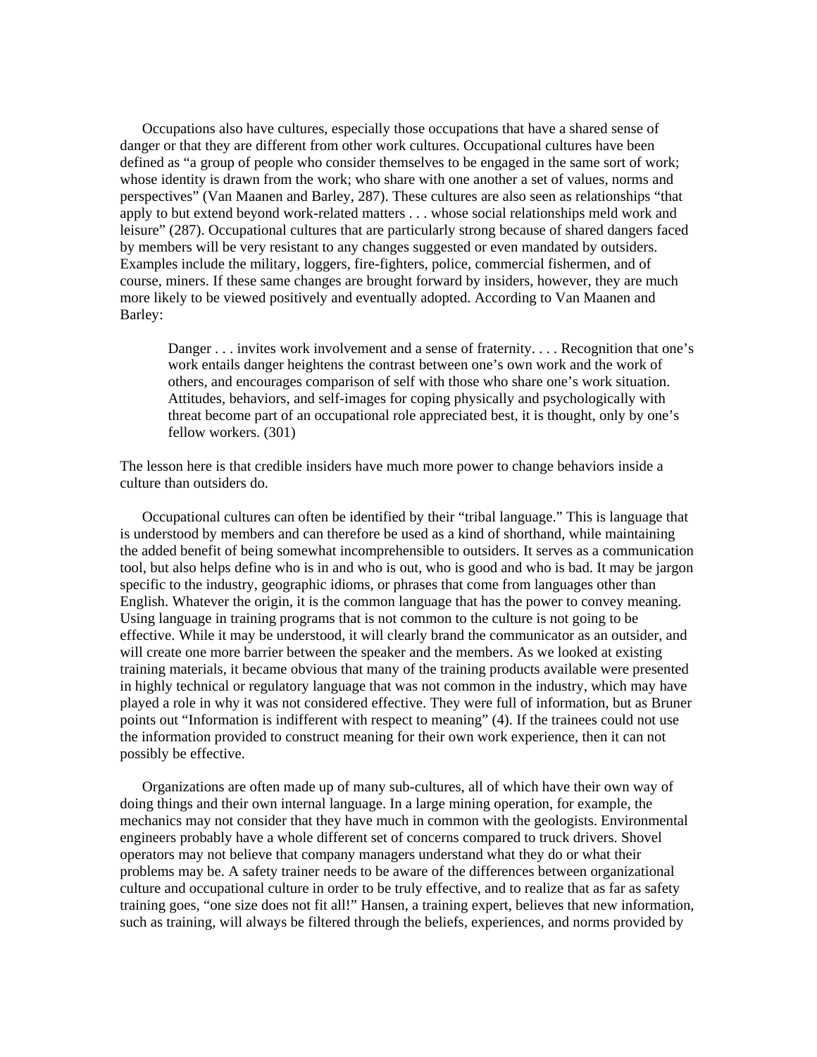Occupations also have cultures, especially those occupations that have a shared sense of danger or that they are different from other work cultures. Occupational cultures have been defined as "a group of people who consider themselves to be engaged in the same sort of work; whose identity is drawn from the work; who share with one another a set of values, norms and perspectives" (Van Maanen and Barley, 287). These cultures are also seen as relationships "that apply to but extend beyond work-related matters . . . whose social relationships meld work and leisure" (287). Occupational cultures that are particularly strong because of shared dangers faced by members will be very resistant to any changes suggested or even mandated by outsiders. Examples include the military, loggers, fire-fighters, police, commercial fishermen, and of course, miners. If these same changes are brought forward by insiders, however, they are much more likely to be viewed positively and eventually adopted. According to Van Maanen and Barley:

> Danger . . . invites work involvement and a sense of fraternity. . . . Recognition that one's work entails danger heightens the contrast between one's own work and the work of others, and encourages comparison of self with those who share one's work situation. Attitudes, behaviors, and self-images for coping physically and psychologically with threat become part of an occupational role appreciated best, it is thought, only by one's fellow workers. (301)

The lesson here is that credible insiders have much more power to change behaviors inside a culture than outsiders do.

Occupational cultures can often be identified by their "tribal language." This is language that is understood by members and can therefore be used as a kind of shorthand, while maintaining the added benefit of being somewhat incomprehensible to outsiders. It serves as a communication tool, but also helps define who is in and who is out, who is good and who is bad. It may be jargon specific to the industry, geographic idioms, or phrases that come from languages other than English. Whatever the origin, it is the common language that has the power to convey meaning. Using language in training programs that is not common to the culture is not going to be effective. While it may be understood, it will clearly brand the communicator as an outsider, and will create one more barrier between the speaker and the members. As we looked at existing training materials, it became obvious that many of the training products available were presented in highly technical or regulatory language that was not common in the industry, which may have played a role in why it was not considered effective. They were full of information, but as Bruner points out "Information is indifferent with respect to meaning" (4). If the trainees could not use the information provided to construct meaning for their own work experience, then it can not possibly be effective.

Organizations are often made up of many sub-cultures, all of which have their own way of doing things and their own internal language. In a large mining operation, for example, the mechanics may not consider that they have much in common with the geologists. Environmental engineers probably have a whole different set of concerns compared to truck drivers. Shovel operators may not believe that company managers understand what they do or what their problems may be. A safety trainer needs to be aware of the differences between organizational culture and occupational culture in order to be truly effective, and to realize that as far as safety training goes, "one size does not fit all!" Hansen, a training expert, believes that new information, such as training, will always be filtered through the beliefs, experiences, and norms provided by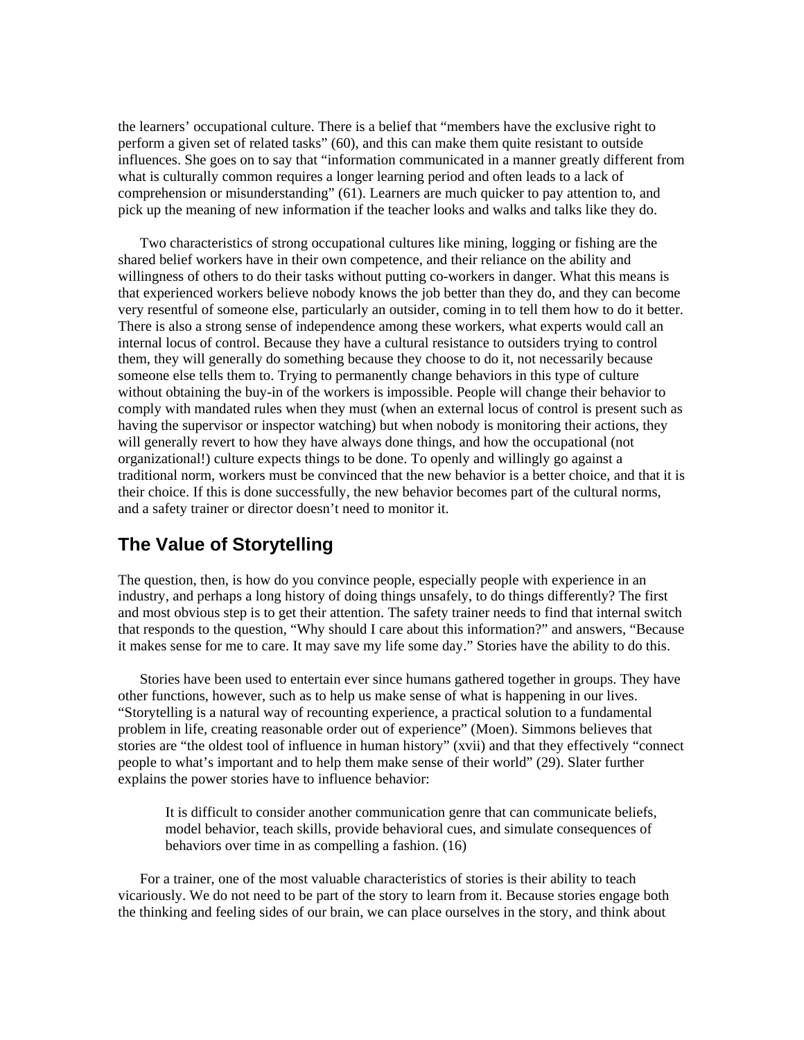the learners' occupational culture. There is a belief that "members have the exclusive right to perform a given set of related tasks" (60), and this can make them quite resistant to outside influences. She goes on to say that "information communicated in a manner greatly different from what is culturally common requires a longer learning period and often leads to a lack of comprehension or misunderstanding" (61). Learners are much quicker to pay attention to, and pick up the meaning of new information if the teacher looks and walks and talks like they do.

Two characteristics of strong occupational cultures like mining, logging or fishing are the shared belief workers have in their own competence, and their reliance on the ability and willingness of others to do their tasks without putting co-workers in danger. What this means is that experienced workers believe nobody knows the job better than they do, and they can become very resentful of someone else, particularly an outsider, coming in to tell them how to do it better. There is also a strong sense of independence among these workers, what experts would call an internal locus of control. Because they have a cultural resistance to outsiders trying to control them, they will generally do something because they choose to do it, not necessarily because someone else tells them to. Trying to permanently change behaviors in this type of culture without obtaining the buy-in of the workers is impossible. People will change their behavior to comply with mandated rules when they must (when an external locus of control is present such as having the supervisor or inspector watching) but when nobody is monitoring their actions, they will generally revert to how they have always done things, and how the occupational (not organizational!) culture expects things to be done. To openly and willingly go against a traditional norm, workers must be convinced that the new behavior is a better choice, and that it is their choice. If this is done successfully, the new behavior becomes part of the cultural norms, and a safety trainer or director doesn't need to monitor it.

## The Value of Storytelling

The question, then, is how do you convince people, especially people with experience in an industry, and perhaps a long history of doing things unsafely, to do things differently? The first and most obvious step is to get their attention. The safety trainer needs to find that internal switch that responds to the question, "Why should I care about this information?" and answers, "Because it makes sense for me to care. It may save my life some day." Stories have the ability to do this.

Stories have been used to entertain ever since humans gathered together in groups. They have other functions, however, such as to help us make sense of what is happening in our lives. "Storytelling is a natural way of recounting experience, a practical solution to a fundamental problem in life, creating reasonable order out of experience" (Moen). Simmons believes that stories are "the oldest tool of influence in human history" (xvii) and that they effectively "connect people to what's important and to help them make sense of their world" (29). Slater further explains the power stories have to influence behavior:

> It is difficult to consider another communication genre that can communicate beliefs, model behavior, teach skills, provide behavioral cues, and simulate consequences of behaviors over time in as compelling a fashion. (16)

For a trainer, one of the most valuable characteristics of stories is their ability to teach vicariously. We do not need to be part of the story to learn from it. Because stories engage both the thinking and feeling sides of our brain, we can place ourselves in the story, and think about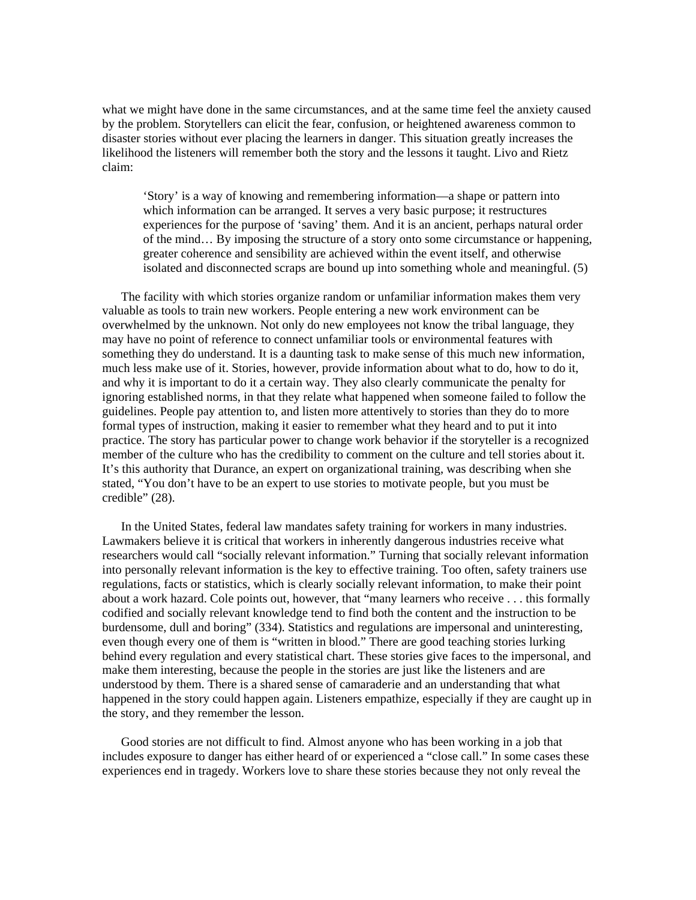what we might have done in the same circumstances, and at the same time feel the anxiety caused by the problem. Storytellers can elicit the fear, confusion, or heightened awareness common to disaster stories without ever placing the learners in danger. This situation greatly increases the likelihood the listeners will remember both the story and the lessons it taught. Livo and Rietz claim:

> 'Story' is a way of knowing and remembering information—a shape or pattern into which information can be arranged. It serves a very basic purpose; it restructures experiences for the purpose of 'saving' them. And it is an ancient, perhaps natural order of the mind… By imposing the structure of a story onto some circumstance or happening, greater coherence and sensibility are achieved within the event itself, and otherwise isolated and disconnected scraps are bound up into something whole and meaningful. (5)

The facility with which stories organize random or unfamiliar information makes them very valuable as tools to train new workers. People entering a new work environment can be overwhelmed by the unknown. Not only do new employees not know the tribal language, they may have no point of reference to connect unfamiliar tools or environmental features with something they do understand. It is a daunting task to make sense of this much new information, much less make use of it. Stories, however, provide information about what to do, how to do it, and why it is important to do it a certain way. They also clearly communicate the penalty for ignoring established norms, in that they relate what happened when someone failed to follow the guidelines. People pay attention to, and listen more attentively to stories than they do to more formal types of instruction, making it easier to remember what they heard and to put it into practice. The story has particular power to change work behavior if the storyteller is a recognized member of the culture who has the credibility to comment on the culture and tell stories about it. It's this authority that Durance, an expert on organizational training, was describing when she stated, "You don't have to be an expert to use stories to motivate people, but you must be credible" (28).

In the United States, federal law mandates safety training for workers in many industries. Lawmakers believe it is critical that workers in inherently dangerous industries receive what researchers would call "socially relevant information." Turning that socially relevant information into personally relevant information is the key to effective training. Too often, safety trainers use regulations, facts or statistics, which is clearly socially relevant information, to make their point about a work hazard. Cole points out, however, that "many learners who receive . . . this formally codified and socially relevant knowledge tend to find both the content and the instruction to be burdensome, dull and boring" (334). Statistics and regulations are impersonal and uninteresting, even though every one of them is "written in blood." There are good teaching stories lurking behind every regulation and every statistical chart. These stories give faces to the impersonal, and make them interesting, because the people in the stories are just like the listeners and are understood by them. There is a shared sense of camaraderie and an understanding that what happened in the story could happen again. Listeners empathize, especially if they are caught up in the story, and they remember the lesson.

Good stories are not difficult to find. Almost anyone who has been working in a job that includes exposure to danger has either heard of or experienced a "close call." In some cases these experiences end in tragedy. Workers love to share these stories because they not only reveal the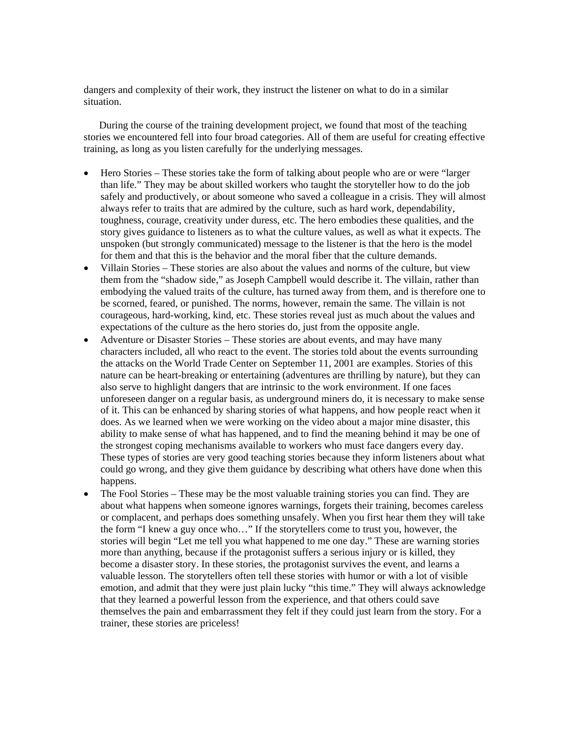dangers and complexity of their work, they instruct the listener on what to do in a similar situation.

During the course of the training development project, we found that most of the teaching stories we encountered fell into four broad categories. All of them are useful for creating effective training, as long as you listen carefully for the underlying messages.

- Hero Stories – These stories take the form of talking about people who are or were "larger than life." They may be about skilled workers who taught the storyteller how to do the job safely and productively, or about someone who saved a colleague in a crisis. They will almost always refer to traits that are admired by the culture, such as hard work, dependability, toughness, courage, creativity under duress, etc. The hero embodies these qualities, and the story gives guidance to listeners as to what the culture values, as well as what it expects. The unspoken (but strongly communicated) message to the listener is that the hero is the model for them and that this is the behavior and the moral fiber that the culture demands.
- Villain Stories – These stories are also about the values and norms of the culture, but view them from the "shadow side," as Joseph Campbell would describe it. The villain, rather than embodying the valued traits of the culture, has turned away from them, and is therefore one to be scorned, feared, or punished. The norms, however, remain the same. The villain is not courageous, hard-working, kind, etc. These stories reveal just as much about the values and expectations of the culture as the hero stories do, just from the opposite angle.
- Adventure or Disaster Stories – These stories are about events, and may have many characters included, all who react to the event. The stories told about the events surrounding the attacks on the World Trade Center on September 11, 2001 are examples. Stories of this nature can be heart-breaking or entertaining (adventures are thrilling by nature), but they can also serve to highlight dangers that are intrinsic to the work environment. If one faces unforeseen danger on a regular basis, as underground miners do, it is necessary to make sense of it. This can be enhanced by sharing stories of what happens, and how people react when it does. As we learned when we were working on the video about a major mine disaster, this ability to make sense of what has happened, and to find the meaning behind it may be one of the strongest coping mechanisms available to workers who must face dangers every day. These types of stories are very good teaching stories because they inform listeners about what could go wrong, and they give them guidance by describing what others have done when this happens.
- The Fool Stories – These may be the most valuable training stories you can find. They are about what happens when someone ignores warnings, forgets their training, becomes careless or complacent, and perhaps does something unsafely. When you first hear them they will take the form "I knew a guy once who…" If the storytellers come to trust you, however, the stories will begin "Let me tell you what happened to me one day." These are warning stories more than anything, because if the protagonist suffers a serious injury or is killed, they become a disaster story. In these stories, the protagonist survives the event, and learns a valuable lesson. The storytellers often tell these stories with humor or with a lot of visible emotion, and admit that they were just plain lucky "this time." They will always acknowledge that they learned a powerful lesson from the experience, and that others could save themselves the pain and embarrassment they felt if they could just learn from the story. For a trainer, these stories are priceless!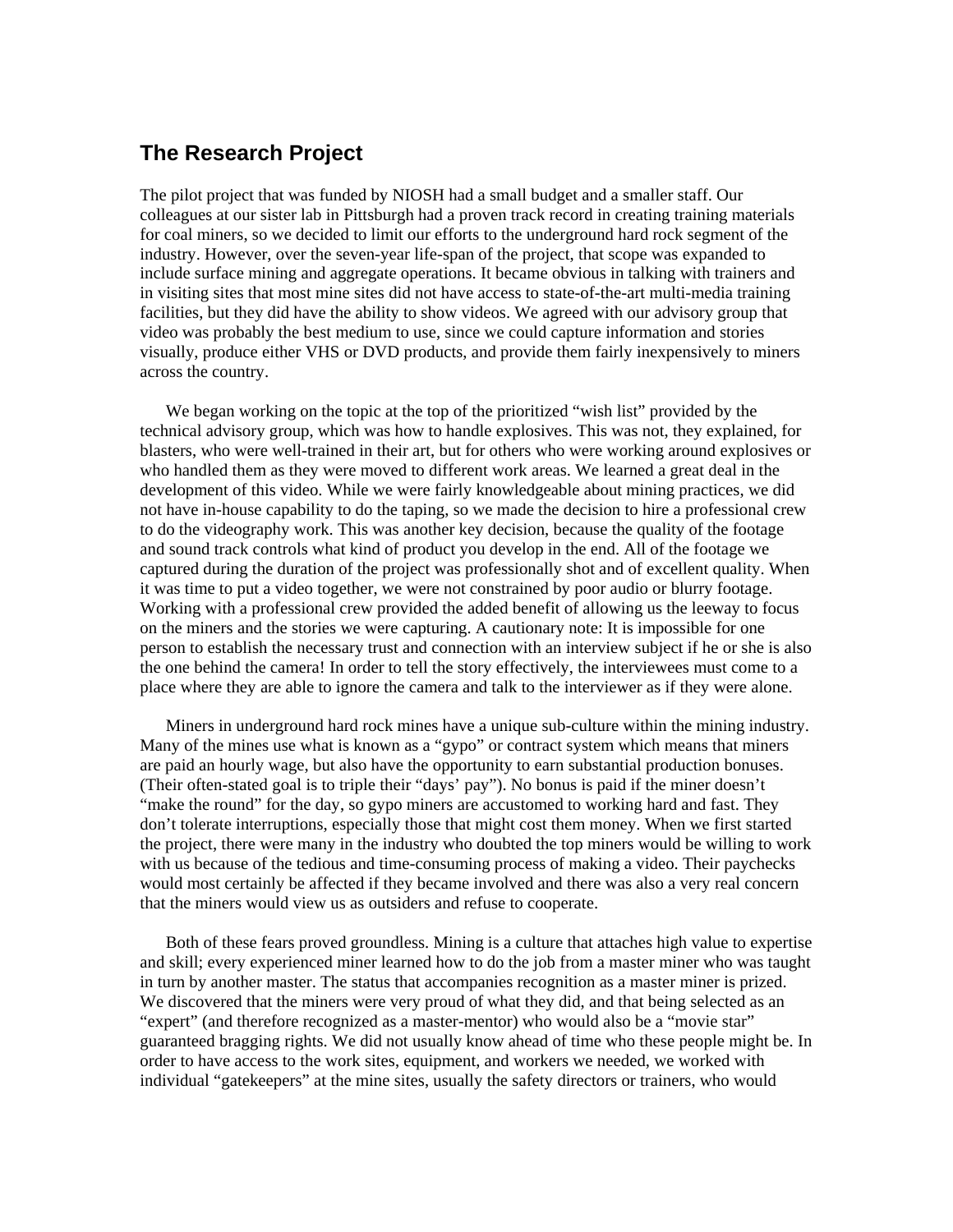## The Research Project

The pilot project that was funded by NIOSH had a small budget and a smaller staff. Our colleagues at our sister lab in Pittsburgh had a proven track record in creating training materials for coal miners, so we decided to limit our efforts to the underground hard rock segment of the industry. However, over the seven-year life-span of the project, that scope was expanded to include surface mining and aggregate operations. It became obvious in talking with trainers and in visiting sites that most mine sites did not have access to state-of-the-art multi-media training facilities, but they did have the ability to show videos. We agreed with our advisory group that video was probably the best medium to use, since we could capture information and stories visually, produce either VHS or DVD products, and provide them fairly inexpensively to miners across the country.

We began working on the topic at the top of the prioritized "wish list" provided by the technical advisory group, which was how to handle explosives. This was not, they explained, for blasters, who were well-trained in their art, but for others who were working around explosives or who handled them as they were moved to different work areas. We learned a great deal in the development of this video. While we were fairly knowledgeable about mining practices, we did not have in-house capability to do the taping, so we made the decision to hire a professional crew to do the videography work. This was another key decision, because the quality of the footage and sound track controls what kind of product you develop in the end. All of the footage we captured during the duration of the project was professionally shot and of excellent quality. When it was time to put a video together, we were not constrained by poor audio or blurry footage. Working with a professional crew provided the added benefit of allowing us the leeway to focus on the miners and the stories we were capturing. A cautionary note: It is impossible for one person to establish the necessary trust and connection with an interview subject if he or she is also the one behind the camera! In order to tell the story effectively, the interviewees must come to a place where they are able to ignore the camera and talk to the interviewer as if they were alone.

Miners in underground hard rock mines have a unique sub-culture within the mining industry. Many of the mines use what is known as a "gypo" or contract system which means that miners are paid an hourly wage, but also have the opportunity to earn substantial production bonuses. (Their often-stated goal is to triple their "days' pay"). No bonus is paid if the miner doesn't "make the round" for the day, so gypo miners are accustomed to working hard and fast. They don't tolerate interruptions, especially those that might cost them money. When we first started the project, there were many in the industry who doubted the top miners would be willing to work with us because of the tedious and time-consuming process of making a video. Their paychecks would most certainly be affected if they became involved and there was also a very real concern that the miners would view us as outsiders and refuse to cooperate.

Both of these fears proved groundless. Mining is a culture that attaches high value to expertise and skill; every experienced miner learned how to do the job from a master miner who was taught in turn by another master. The status that accompanies recognition as a master miner is prized. We discovered that the miners were very proud of what they did, and that being selected as an "expert" (and therefore recognized as a master-mentor) who would also be a "movie star" guaranteed bragging rights. We did not usually know ahead of time who these people might be. In order to have access to the work sites, equipment, and workers we needed, we worked with individual "gatekeepers" at the mine sites, usually the safety directors or trainers, who would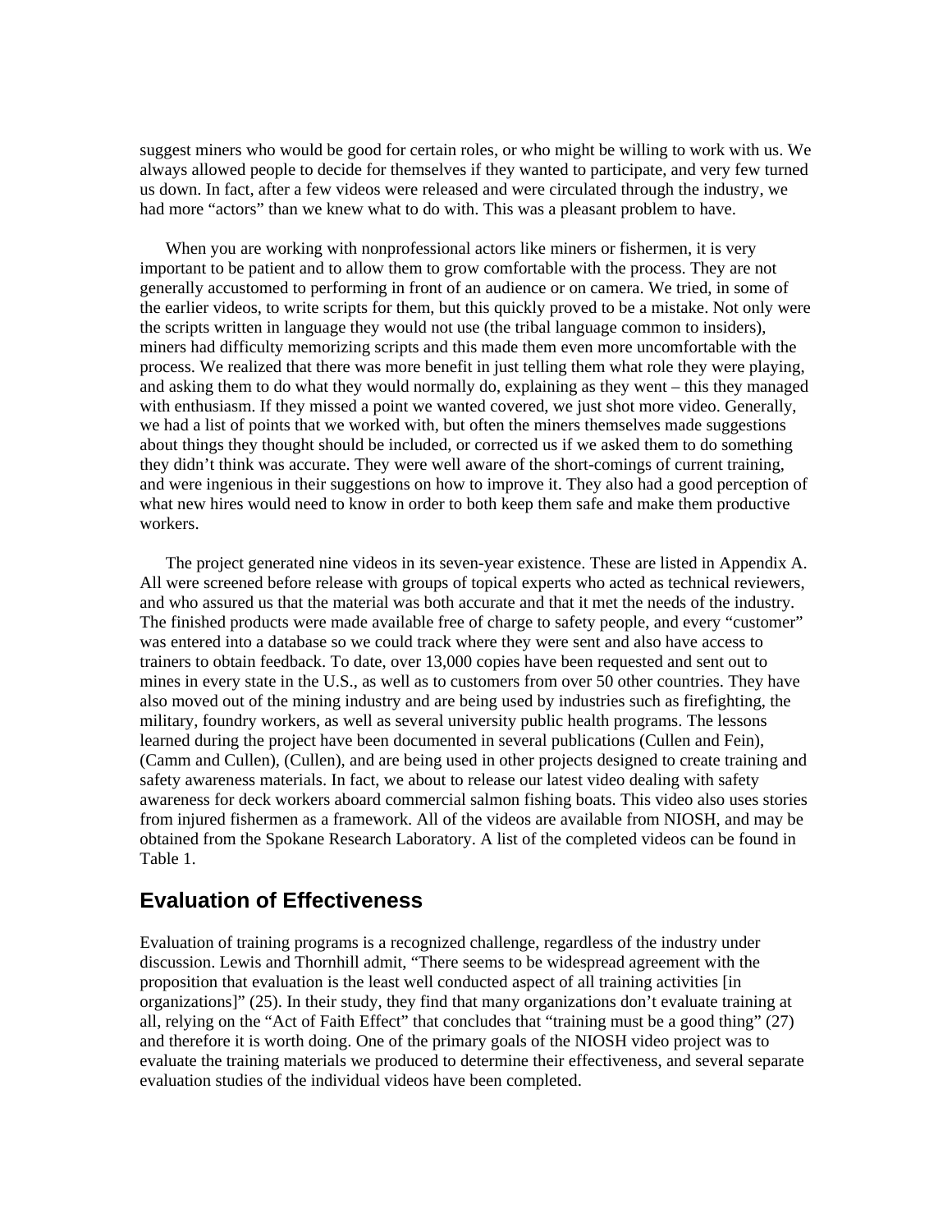suggest miners who would be good for certain roles, or who might be willing to work with us. We always allowed people to decide for themselves if they wanted to participate, and very few turned us down. In fact, after a few videos were released and were circulated through the industry, we had more "actors" than we knew what to do with. This was a pleasant problem to have.

When you are working with nonprofessional actors like miners or fishermen, it is very important to be patient and to allow them to grow comfortable with the process. They are not generally accustomed to performing in front of an audience or on camera. We tried, in some of the earlier videos, to write scripts for them, but this quickly proved to be a mistake. Not only were the scripts written in language they would not use (the tribal language common to insiders), miners had difficulty memorizing scripts and this made them even more uncomfortable with the process. We realized that there was more benefit in just telling them what role they were playing, and asking them to do what they would normally do, explaining as they went – this they managed with enthusiasm. If they missed a point we wanted covered, we just shot more video. Generally, we had a list of points that we worked with, but often the miners themselves made suggestions about things they thought should be included, or corrected us if we asked them to do something they didn't think was accurate. They were well aware of the short-comings of current training, and were ingenious in their suggestions on how to improve it. They also had a good perception of what new hires would need to know in order to both keep them safe and make them productive workers.

The project generated nine videos in its seven-year existence. These are listed in Appendix A. All were screened before release with groups of topical experts who acted as technical reviewers, and who assured us that the material was both accurate and that it met the needs of the industry. The finished products were made available free of charge to safety people, and every "customer" was entered into a database so we could track where they were sent and also have access to trainers to obtain feedback. To date, over 13,000 copies have been requested and sent out to mines in every state in the U.S., as well as to customers from over 50 other countries. They have also moved out of the mining industry and are being used by industries such as firefighting, the military, foundry workers, as well as several university public health programs. The lessons learned during the project have been documented in several publications (Cullen and Fein), (Camm and Cullen), (Cullen), and are being used in other projects designed to create training and safety awareness materials. In fact, we about to release our latest video dealing with safety awareness for deck workers aboard commercial salmon fishing boats. This video also uses stories from injured fishermen as a framework. All of the videos are available from NIOSH, and may be obtained from the Spokane Research Laboratory. A list of the completed videos can be found in Table 1.

## Evaluation of Effectiveness

Evaluation of training programs is a recognized challenge, regardless of the industry under discussion. Lewis and Thornhill admit, "There seems to be widespread agreement with the proposition that evaluation is the least well conducted aspect of all training activities [in organizations]" (25). In their study, they find that many organizations don't evaluate training at all, relying on the "Act of Faith Effect" that concludes that "training must be a good thing" (27) and therefore it is worth doing. One of the primary goals of the NIOSH video project was to evaluate the training materials we produced to determine their effectiveness, and several separate evaluation studies of the individual videos have been completed.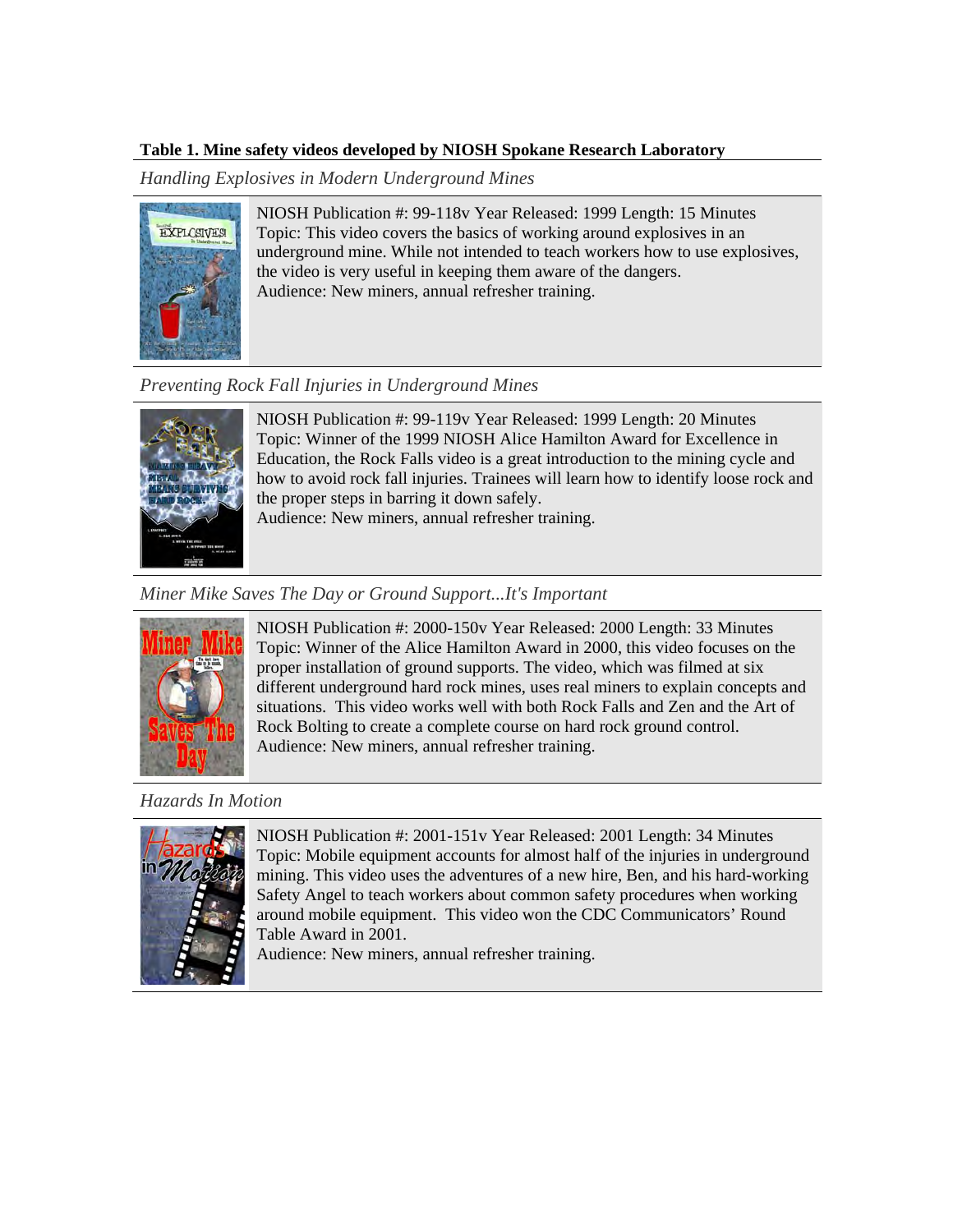**Table 1. Mine safety videos developed by NIOSH Spokane Research Laboratory**

*Handling Explosives in Modern Underground Mines*

NIOSH Publication #: 99-118v Year Released: 1999 Length: 15 Minutes
Topic: This video covers the basics of working around explosives in an underground mine. While not intended to teach workers how to use explosives, the video is very useful in keeping them aware of the dangers.
Audience: New miners, annual refresher training.

*Preventing Rock Fall Injuries in Underground Mines*

NIOSH Publication #: 99-119v Year Released: 1999 Length: 20 Minutes
Topic: Winner of the 1999 NIOSH Alice Hamilton Award for Excellence in Education, the Rock Falls video is a great introduction to the mining cycle and how to avoid rock fall injuries. Trainees will learn how to identify loose rock and the proper steps in barring it down safely.
Audience: New miners, annual refresher training.

*Miner Mike Saves The Day or Ground Support...It's Important*

NIOSH Publication #: 2000-150v Year Released: 2000 Length: 33 Minutes
Topic: Winner of the Alice Hamilton Award in 2000, this video focuses on the proper installation of ground supports. The video, which was filmed at six different underground hard rock mines, uses real miners to explain concepts and situations. This video works well with both Rock Falls and Zen and the Art of Rock Bolting to create a complete course on hard rock ground control.
Audience: New miners, annual refresher training.

*Hazards In Motion*

NIOSH Publication #: 2001-151v Year Released: 2001 Length: 34 Minutes
Topic: Mobile equipment accounts for almost half of the injuries in underground mining. This video uses the adventures of a new hire, Ben, and his hard-working Safety Angel to teach workers about common safety procedures when working around mobile equipment. This video won the CDC Communicators' Round Table Award in 2001.
Audience: New miners, annual refresher training.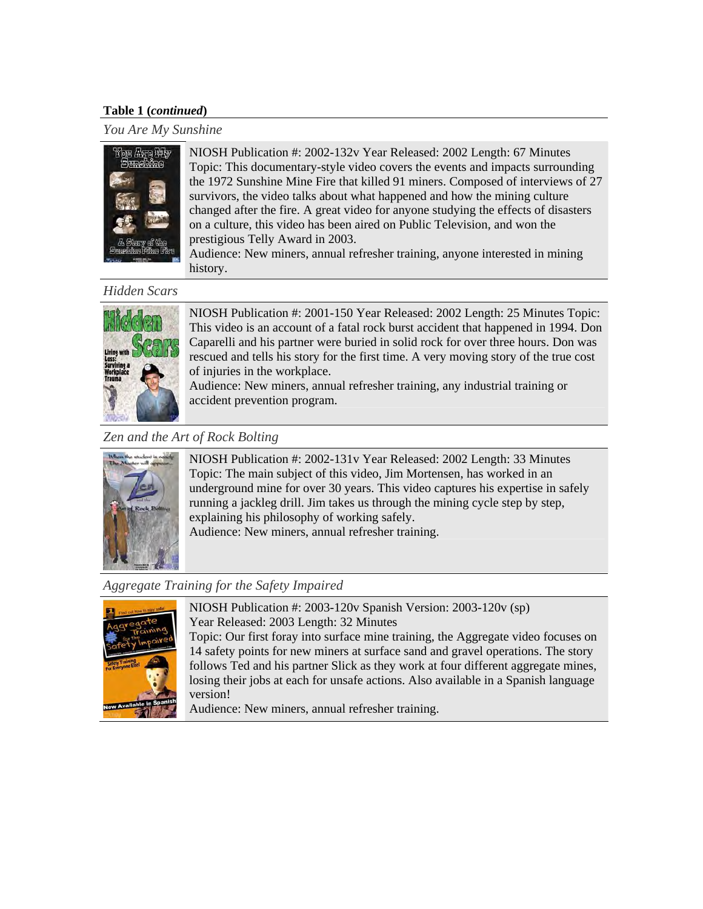**Table 1 (*continued*)**

*You Are My Sunshine*

NIOSH Publication #: 2002-132v Year Released: 2002 Length: 67 Minutes
Topic: This documentary-style video covers the events and impacts surrounding the 1972 Sunshine Mine Fire that killed 91 miners. Composed of interviews of 27 survivors, the video talks about what happened and how the mining culture changed after the fire. A great video for anyone studying the effects of disasters on a culture, this video has been aired on Public Television, and won the prestigious Telly Award in 2003.
Audience: New miners, annual refresher training, anyone interested in mining history.

*Hidden Scars*

NIOSH Publication #: 2001-150 Year Released: 2002 Length: 25 Minutes Topic: This video is an account of a fatal rock burst accident that happened in 1994. Don Caparelli and his partner were buried in solid rock for over three hours. Don was rescued and tells his story for the first time. A very moving story of the true cost of injuries in the workplace.
Audience: New miners, annual refresher training, any industrial training or accident prevention program.

*Zen and the Art of Rock Bolting*

NIOSH Publication #: 2002-131v Year Released: 2002 Length: 33 Minutes
Topic: The main subject of this video, Jim Mortensen, has worked in an underground mine for over 30 years. This video captures his expertise in safely running a jackleg drill. Jim takes us through the mining cycle step by step, explaining his philosophy of working safely.
Audience: New miners, annual refresher training.

*Aggregate Training for the Safety Impaired*

NIOSH Publication #: 2003-120v Spanish Version: 2003-120v (sp)
Year Released: 2003 Length: 32 Minutes
Topic: Our first foray into surface mine training, the Aggregate video focuses on 14 safety points for new miners at surface sand and gravel operations. The story follows Ted and his partner Slick as they work at four different aggregate mines, losing their jobs at each for unsafe actions. Also available in a Spanish language version!
Audience: New miners, annual refresher training.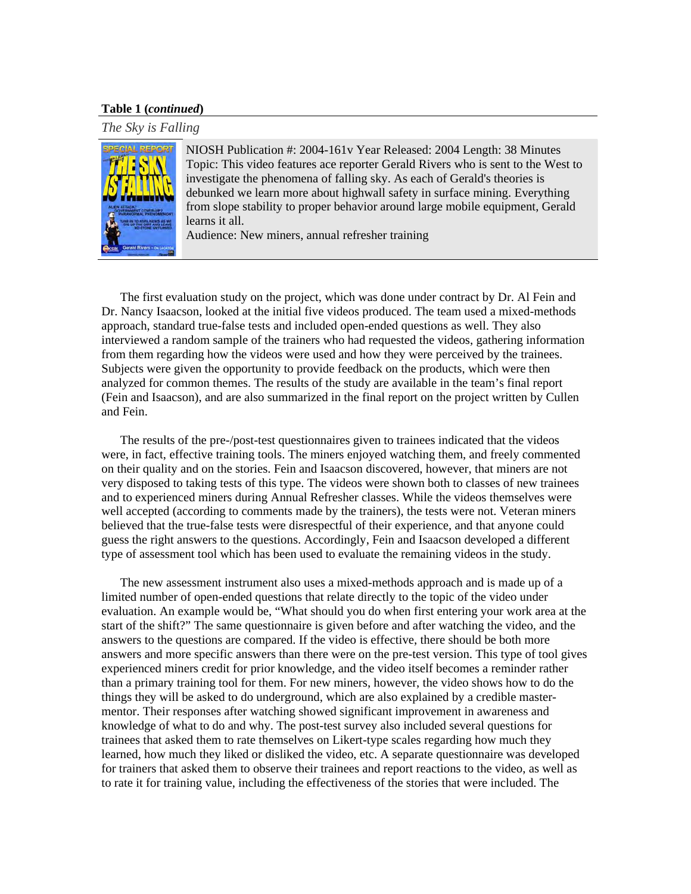**Table 1 (*continued*)**

| *The Sky is Falling* | |
|---|---|
| | NIOSH Publication #: 2004-161v Year Released: 2004 Length: 38 Minutes<br>Topic: This video features ace reporter Gerald Rivers who is sent to the West to investigate the phenomena of falling sky. As each of Gerald's theories is debunked we learn more about highwall safety in surface mining. Everything from slope stability to proper behavior around large mobile equipment, Gerald learns it all.<br>Audience: New miners, annual refresher training |

The first evaluation study on the project, which was done under contract by Dr. Al Fein and Dr. Nancy Isaacson, looked at the initial five videos produced. The team used a mixed-methods approach, standard true-false tests and included open-ended questions as well. They also interviewed a random sample of the trainers who had requested the videos, gathering information from them regarding how the videos were used and how they were perceived by the trainees. Subjects were given the opportunity to provide feedback on the products, which were then analyzed for common themes. The results of the study are available in the team's final report (Fein and Isaacson), and are also summarized in the final report on the project written by Cullen and Fein.

The results of the pre-/post-test questionnaires given to trainees indicated that the videos were, in fact, effective training tools. The miners enjoyed watching them, and freely commented on their quality and on the stories. Fein and Isaacson discovered, however, that miners are not very disposed to taking tests of this type. The videos were shown both to classes of new trainees and to experienced miners during Annual Refresher classes. While the videos themselves were well accepted (according to comments made by the trainers), the tests were not. Veteran miners believed that the true-false tests were disrespectful of their experience, and that anyone could guess the right answers to the questions. Accordingly, Fein and Isaacson developed a different type of assessment tool which has been used to evaluate the remaining videos in the study.

The new assessment instrument also uses a mixed-methods approach and is made up of a limited number of open-ended questions that relate directly to the topic of the video under evaluation. An example would be, "What should you do when first entering your work area at the start of the shift?" The same questionnaire is given before and after watching the video, and the answers to the questions are compared. If the video is effective, there should be both more answers and more specific answers than there were on the pre-test version. This type of tool gives experienced miners credit for prior knowledge, and the video itself becomes a reminder rather than a primary training tool for them. For new miners, however, the video shows how to do the things they will be asked to do underground, which are also explained by a credible master-mentor. Their responses after watching showed significant improvement in awareness and knowledge of what to do and why. The post-test survey also included several questions for trainees that asked them to rate themselves on Likert-type scales regarding how much they learned, how much they liked or disliked the video, etc. A separate questionnaire was developed for trainers that asked them to observe their trainees and report reactions to the video, as well as to rate it for training value, including the effectiveness of the stories that were included. The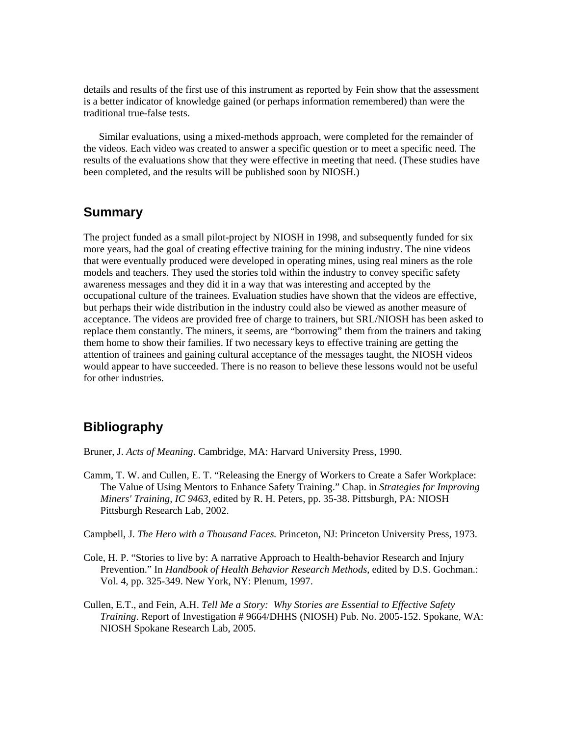details and results of the first use of this instrument as reported by Fein show that the assessment is a better indicator of knowledge gained (or perhaps information remembered) than were the traditional true-false tests.

Similar evaluations, using a mixed-methods approach, were completed for the remainder of the videos. Each video was created to answer a specific question or to meet a specific need. The results of the evaluations show that they were effective in meeting that need. (These studies have been completed, and the results will be published soon by NIOSH.)

## Summary

The project funded as a small pilot-project by NIOSH in 1998, and subsequently funded for six more years, had the goal of creating effective training for the mining industry. The nine videos that were eventually produced were developed in operating mines, using real miners as the role models and teachers. They used the stories told within the industry to convey specific safety awareness messages and they did it in a way that was interesting and accepted by the occupational culture of the trainees. Evaluation studies have shown that the videos are effective, but perhaps their wide distribution in the industry could also be viewed as another measure of acceptance. The videos are provided free of charge to trainers, but SRL/NIOSH has been asked to replace them constantly. The miners, it seems, are "borrowing" them from the trainers and taking them home to show their families. If two necessary keys to effective training are getting the attention of trainees and gaining cultural acceptance of the messages taught, the NIOSH videos would appear to have succeeded. There is no reason to believe these lessons would not be useful for other industries.

## Bibliography

Bruner, J. *Acts of Meaning*. Cambridge, MA: Harvard University Press, 1990.

Camm, T. W. and Cullen, E. T. "Releasing the Energy of Workers to Create a Safer Workplace: The Value of Using Mentors to Enhance Safety Training." Chap. in *Strategies for Improving Miners' Training, IC 9463*, edited by R. H. Peters, pp. 35-38. Pittsburgh, PA: NIOSH Pittsburgh Research Lab, 2002.

Campbell, J. *The Hero with a Thousand Faces.* Princeton, NJ: Princeton University Press, 1973.

Cole, H. P. "Stories to live by: A narrative Approach to Health-behavior Research and Injury Prevention." In *Handbook of Health Behavior Research Methods*, edited by D.S. Gochman.: Vol. 4, pp. 325-349. New York, NY: Plenum, 1997.

Cullen, E.T., and Fein, A.H. *Tell Me a Story: Why Stories are Essential to Effective Safety Training*. Report of Investigation # 9664/DHHS (NIOSH) Pub. No. 2005-152. Spokane, WA: NIOSH Spokane Research Lab, 2005.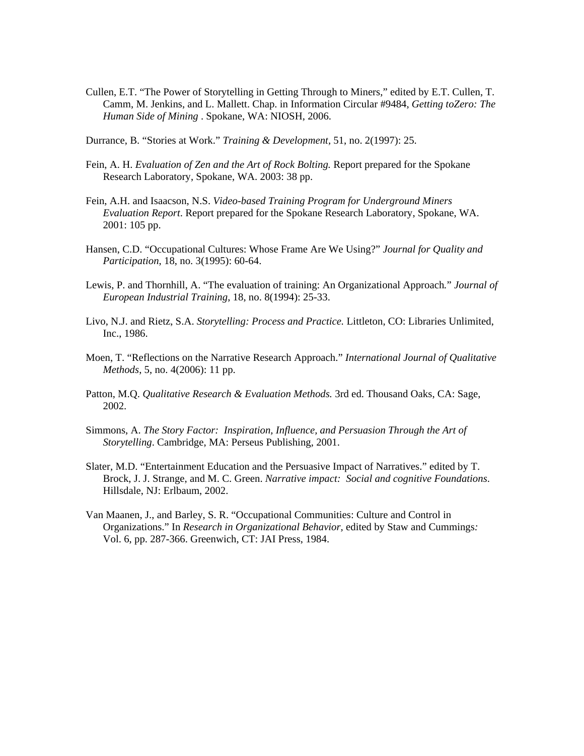Cullen, E.T. “The Power of Storytelling in Getting Through to Miners,” edited by E.T. Cullen, T. Camm, M. Jenkins, and L. Mallett. Chap. in Information Circular #9484, *Getting toZero: The Human Side of Mining* . Spokane, WA: NIOSH, 2006.

Durrance, B. “Stories at Work.” *Training & Development,* 51, no. 2(1997): 25.

Fein, A. H. *Evaluation of Zen and the Art of Rock Bolting.* Report prepared for the Spokane Research Laboratory, Spokane, WA. 2003: 38 pp.

Fein, A.H. and Isaacson, N.S. *Video-based Training Program for Underground Miners Evaluation Report*. Report prepared for the Spokane Research Laboratory, Spokane, WA. 2001: 105 pp.

Hansen, C.D. “Occupational Cultures: Whose Frame Are We Using?” *Journal for Quality and Participation*, 18, no. 3(1995): 60-64.

Lewis, P. and Thornhill, A. “The evaluation of training: An Organizational Approach.” *Journal of European Industrial Training*, 18, no. 8(1994): 25-33.

Livo, N.J. and Rietz, S.A. *Storytelling: Process and Practice.* Littleton, CO: Libraries Unlimited, Inc., 1986.

Moen, T. “Reflections on the Narrative Research Approach.” *International Journal of Qualitative Methods*, 5, no. 4(2006): 11 pp.

Patton, M.Q. *Qualitative Research & Evaluation Methods.* 3rd ed. Thousand Oaks, CA: Sage, 2002.

Simmons, A. *The Story Factor: Inspiration, Influence, and Persuasion Through the Art of Storytelling*. Cambridge, MA: Perseus Publishing, 2001.

Slater, M.D. “Entertainment Education and the Persuasive Impact of Narratives.” edited by T. Brock, J. J. Strange, and M. C. Green. *Narrative impact: Social and cognitive Foundations*. Hillsdale, NJ: Erlbaum, 2002.

Van Maanen, J., and Barley, S. R. “Occupational Communities: Culture and Control in Organizations.” In *Research in Organizational Behavior,* edited by Staw and Cummings*:* Vol. 6, pp. 287-366. Greenwich, CT: JAI Press, 1984.